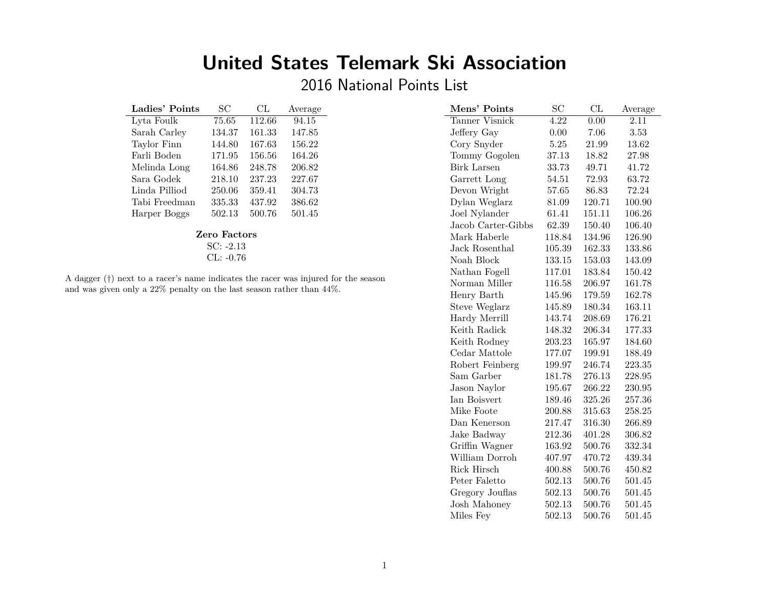# United States Telemark Ski Association

## 2016 National Points List

| Ladies' Points | SC | CL | Average |
|---|---|---|---|
| Lyta Foulk | 75.65 | 112.66 | 94.15 |
| Sarah Carley | 134.37 | 161.33 | 147.85 |
| Taylor Finn | 144.80 | 167.63 | 156.22 |
| Farli Boden | 171.95 | 156.56 | 164.26 |
| Melinda Long | 164.86 | 248.78 | 206.82 |
| Sara Godek | 218.10 | 237.23 | 227.67 |
| Linda Pilliod | 250.06 | 359.41 | 304.73 |
| Tabi Freedman | 335.33 | 437.92 | 386.62 |
| Harper Boggs | 502.13 | 500.76 | 501.45 |

**Zero Factors**

SC: -2.13

CL: -0.76

A dagger (†) next to a racer's name indicates the racer was injured for the season and was given only a 22% penalty on the last season rather than 44%.

| Mens' Points | SC | CL | Average |
|---|---|---|---|
| Tanner Visnick | 4.22 | 0.00 | 2.11 |
| Jeffery Gay | 0.00 | 7.06 | 3.53 |
| Cory Snyder | 5.25 | 21.99 | 13.62 |
| Tommy Gogolen | 37.13 | 18.82 | 27.98 |
| Birk Larsen | 33.73 | 49.71 | 41.72 |
| Garrett Long | 54.51 | 72.93 | 63.72 |
| Devon Wright | 57.65 | 86.83 | 72.24 |
| Dylan Weglarz | 81.09 | 120.71 | 100.90 |
| Joel Nylander | 61.41 | 151.11 | 106.26 |
| Jacob Carter-Gibbs | 62.39 | 150.40 | 106.40 |
| Mark Haberle | 118.84 | 134.96 | 126.90 |
| Jack Rosenthal | 105.39 | 162.33 | 133.86 |
| Noah Block | 133.15 | 153.03 | 143.09 |
| Nathan Fogell | 117.01 | 183.84 | 150.42 |
| Norman Miller | 116.58 | 206.97 | 161.78 |
| Henry Barth | 145.96 | 179.59 | 162.78 |
| Steve Weglarz | 145.89 | 180.34 | 163.11 |
| Hardy Merrill | 143.74 | 208.69 | 176.21 |
| Keith Radick | 148.32 | 206.34 | 177.33 |
| Keith Rodney | 203.23 | 165.97 | 184.60 |
| Cedar Mattole | 177.07 | 199.91 | 188.49 |
| Robert Feinberg | 199.97 | 246.74 | 223.35 |
| Sam Garber | 181.78 | 276.13 | 228.95 |
| Jason Naylor | 195.67 | 266.22 | 230.95 |
| Ian Boisvert | 189.46 | 325.26 | 257.36 |
| Mike Foote | 200.88 | 315.63 | 258.25 |
| Dan Kenerson | 217.47 | 316.30 | 266.89 |
| Jake Badway | 212.36 | 401.28 | 306.82 |
| Griffin Wagner | 163.92 | 500.76 | 332.34 |
| William Dorroh | 407.97 | 470.72 | 439.34 |
| Rick Hirsch | 400.88 | 500.76 | 450.82 |
| Peter Faletto | 502.13 | 500.76 | 501.45 |
| Gregory Jouflas | 502.13 | 500.76 | 501.45 |
| Josh Mahoney | 502.13 | 500.76 | 501.45 |
| Miles Fey | 502.13 | 500.76 | 501.45 |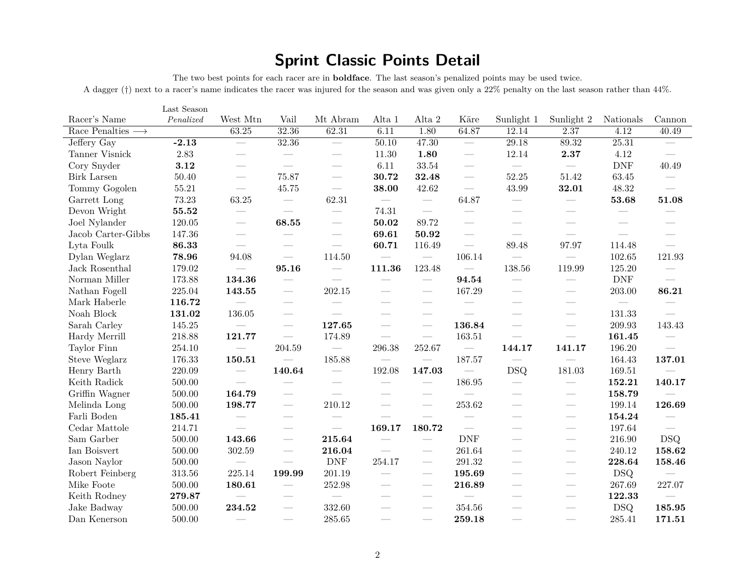# Sprint Classic Points Detail

The two best points for each racer are in **boldface**. The last season's penalized points may be used twice.

A dagger (†) next to a racer's name indicates the racer was injured for the season and was given only a 22% penalty on the last season rather than 44%.

| Racer's Name | Last Season *Penalized* | West Mtn | Vail | Mt Abram | Alta 1 | Alta 2 | Käre | Sunlight 1 | Sunlight 2 | Nationals | Cannon |
|---|---|---|---|---|---|---|---|---|---|---|---|
| Race Penalties ⟶ | | 63.25 | 32.36 | 62.31 | 6.11 | 1.80 | 64.87 | 12.14 | 2.37 | 4.12 | 40.49 |
| Jeffery Gay | **-2.13** | — | 32.36 | — | 50.10 | 47.30 | — | 29.18 | 89.32 | 25.31 | — |
| Tanner Visnick | 2.83 | — | — | — | 11.30 | **1.80** | — | 12.14 | **2.37** | 4.12 | — |
| Cory Snyder | **3.12** | — | — | — | 6.11 | 33.54 | — | — | — | DNF | 40.49 |
| Birk Larsen | 50.40 | — | 75.87 | — | **30.72** | **32.48** | — | 52.25 | 51.42 | 63.45 | — |
| Tommy Gogolen | 55.21 | — | 45.75 | — | **38.00** | 42.62 | — | 43.99 | **32.01** | 48.32 | — |
| Garrett Long | 73.23 | 63.25 | — | 62.31 | — | — | 64.87 | — | — | **53.68** | **51.08** |
| Devon Wright | **55.52** | — | — | — | 74.31 | — | — | — | — | — | — |
| Joel Nylander | 120.05 | — | **68.55** | — | **50.02** | 89.72 | — | — | — | — | — |
| Jacob Carter-Gibbs | 147.36 | — | — | — | **69.61** | **50.92** | — | — | — | — | — |
| Lyta Foulk | **86.33** | — | — | — | **60.71** | 116.49 | — | 89.48 | 97.97 | 114.48 | — |
| Dylan Weglarz | **78.96** | 94.08 | — | 114.50 | — | — | 106.14 | — | — | 102.65 | 121.93 |
| Jack Rosenthal | 179.02 | — | **95.16** | — | **111.36** | 123.48 | — | 138.56 | 119.99 | 125.20 | — |
| Norman Miller | 173.88 | **134.36** | — | — | — | — | **94.54** | — | — | DNF | — |
| Nathan Fogell | 225.04 | **143.55** | — | 202.15 | — | — | 167.29 | — | — | 203.00 | **86.21** |
| Mark Haberle | **116.72** | — | — | — | — | — | — | — | — | — | — |
| Noah Block | **131.02** | 136.05 | — | — | — | — | — | — | — | 131.33 | — |
| Sarah Carley | 145.25 | — | — | **127.65** | — | — | **136.84** | — | — | 209.93 | 143.43 |
| Hardy Merrill | 218.88 | **121.77** | — | 174.89 | — | — | 163.51 | — | — | **161.45** | — |
| Taylor Finn | 254.10 | — | 204.59 | — | 296.38 | 252.67 | — | **144.17** | **141.17** | 196.20 | — |
| Steve Weglarz | 176.33 | **150.51** | — | 185.88 | — | — | 187.57 | — | — | 164.43 | **137.01** |
| Henry Barth | 220.09 | — | **140.64** | — | 192.08 | **147.03** | — | DSQ | 181.03 | 169.51 | — |
| Keith Radick | 500.00 | — | — | — | — | — | 186.95 | — | — | **152.21** | **140.17** |
| Griffin Wagner | 500.00 | **164.79** | — | — | — | — | — | — | — | **158.79** | — |
| Melinda Long | 500.00 | **198.77** | — | 210.12 | — | — | 253.62 | — | — | 199.14 | **126.69** |
| Farli Boden | **185.41** | — | — | — | — | — | — | — | — | **154.24** | — |
| Cedar Mattole | 214.71 | — | — | — | **169.17** | **180.72** | — | — | — | 197.64 | — |
| Sam Garber | 500.00 | **143.66** | — | **215.64** | — | — | DNF | — | — | 216.90 | DSQ |
| Ian Boisvert | 500.00 | 302.59 | — | **216.04** | — | — | 261.64 | — | — | 240.12 | **158.62** |
| Jason Naylor | 500.00 | — | — | DNF | 254.17 | — | 291.32 | — | — | **228.64** | **158.46** |
| Robert Feinberg | 313.56 | 225.14 | **199.99** | 201.19 | — | — | **195.69** | — | — | DSQ | — |
| Mike Foote | 500.00 | **180.61** | — | 252.98 | — | — | **216.89** | — | — | 267.69 | 227.07 |
| Keith Rodney | **279.87** | — | — | — | — | — | — | — | — | **122.33** | — |
| Jake Badway | 500.00 | **234.52** | — | 332.60 | — | — | 354.56 | — | — | DSQ | **185.95** |
| Dan Kenerson | 500.00 | — | — | 285.65 | — | — | **259.18** | — | — | 285.41 | **171.51** |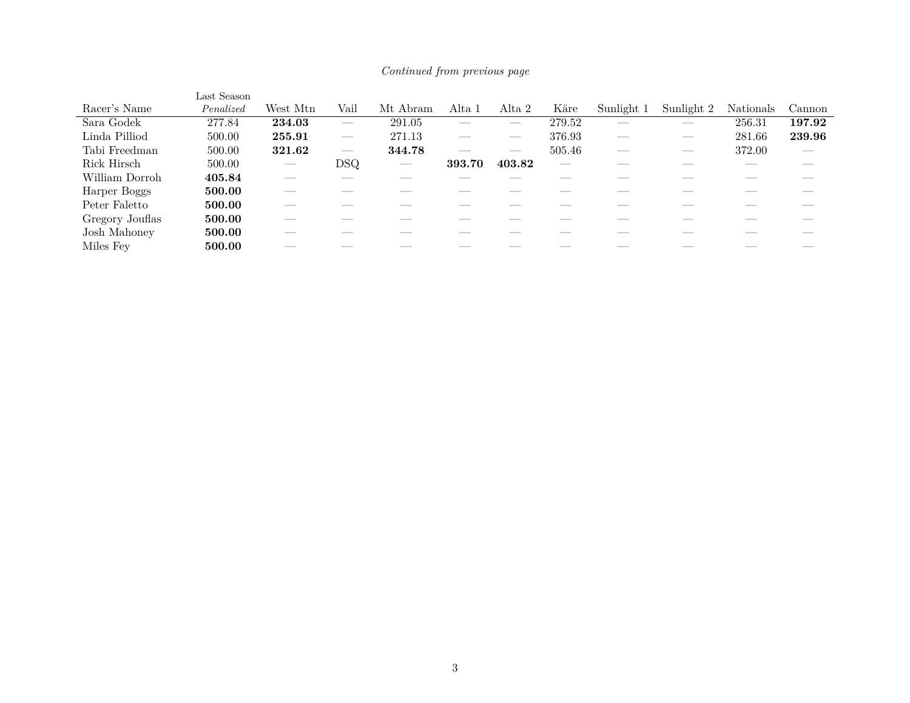*Continued from previous page*

| Racer's Name | Last Season *Penalized* | West Mtn | Vail | Mt Abram | Alta 1 | Alta 2 | Käre | Sunlight 1 | Sunlight 2 | Nationals | Cannon |
|---|---|---|---|---|---|---|---|---|---|---|---|
| Sara Godek | 277.84 | **234.03** | — | 291.05 | — | — | 279.52 | — | — | 256.31 | **197.92** |
| Linda Pilliod | 500.00 | **255.91** | — | 271.13 | — | — | 376.93 | — | — | 281.66 | **239.96** |
| Tabi Freedman | 500.00 | **321.62** | — | **344.78** | — | — | 505.46 | — | — | 372.00 | — |
| Rick Hirsch | 500.00 | — | DSQ | — | **393.70** | **403.82** | — | — | — | — | — |
| William Dorroh | **405.84** | — | — | — | — | — | — | — | — | — | — |
| Harper Boggs | **500.00** | — | — | — | — | — | — | — | — | — | — |
| Peter Faletto | **500.00** | — | — | — | — | — | — | — | — | — | — |
| Gregory Jouflas | **500.00** | — | — | — | — | — | — | — | — | — | — |
| Josh Mahoney | **500.00** | — | — | — | — | — | — | — | — | — | — |
| Miles Fey | **500.00** | — | — | — | — | — | — | — | — | — | — |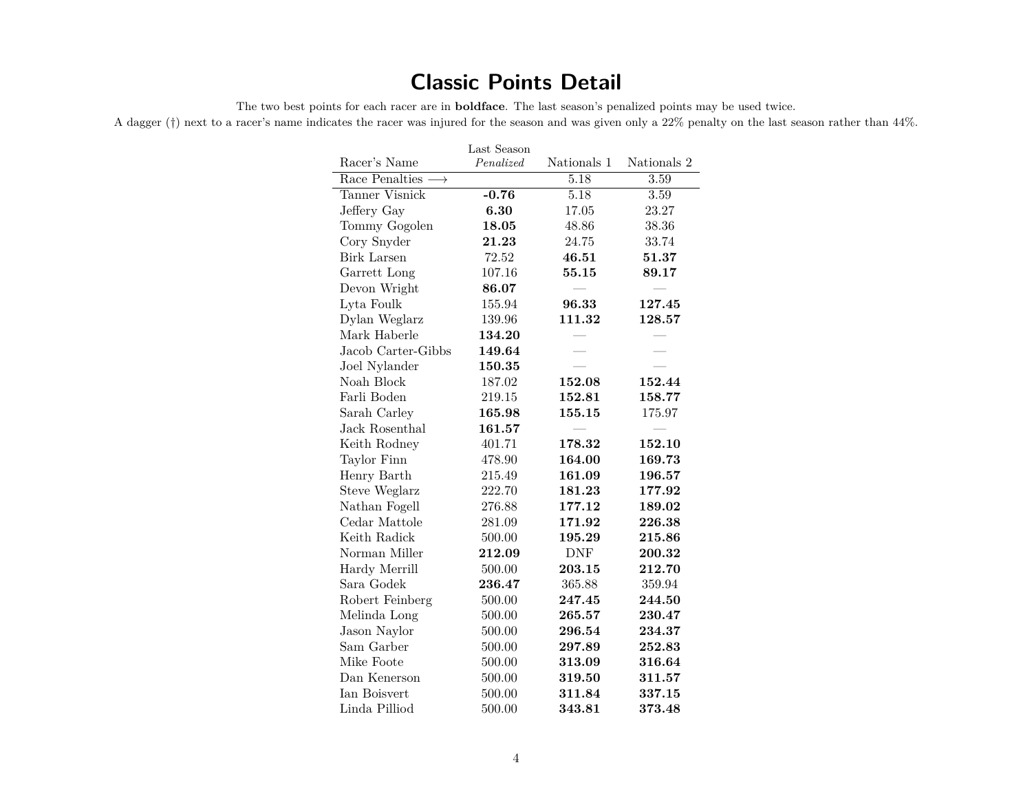# Classic Points Detail

The two best points for each racer are in **boldface**. The last season's penalized points may be used twice.

A dagger (†) next to a racer's name indicates the racer was injured for the season and was given only a 22% penalty on the last season rather than 44%.

| Racer's Name | Last Season *Penalized* | Nationals 1 | Nationals 2 |
|---|---|---|---|
| Race Penalties ⟶ | | 5.18 | 3.59 |
| Tanner Visnick | **-0.76** | 5.18 | 3.59 |
| Jeffery Gay | **6.30** | 17.05 | 23.27 |
| Tommy Gogolen | **18.05** | 48.86 | 38.36 |
| Cory Snyder | **21.23** | 24.75 | 33.74 |
| Birk Larsen | 72.52 | **46.51** | **51.37** |
| Garrett Long | 107.16 | **55.15** | **89.17** |
| Devon Wright | **86.07** | — | — |
| Lyta Foulk | 155.94 | **96.33** | **127.45** |
| Dylan Weglarz | 139.96 | **111.32** | **128.57** |
| Mark Haberle | **134.20** | — | — |
| Jacob Carter-Gibbs | **149.64** | — | — |
| Joel Nylander | **150.35** | — | — |
| Noah Block | 187.02 | **152.08** | **152.44** |
| Farli Boden | 219.15 | **152.81** | **158.77** |
| Sarah Carley | **165.98** | **155.15** | 175.97 |
| Jack Rosenthal | **161.57** | — | — |
| Keith Rodney | 401.71 | **178.32** | **152.10** |
| Taylor Finn | 478.90 | **164.00** | **169.73** |
| Henry Barth | 215.49 | **161.09** | **196.57** |
| Steve Weglarz | 222.70 | **181.23** | **177.92** |
| Nathan Fogell | 276.88 | **177.12** | **189.02** |
| Cedar Mattole | 281.09 | **171.92** | **226.38** |
| Keith Radick | 500.00 | **195.29** | **215.86** |
| Norman Miller | **212.09** | DNF | **200.32** |
| Hardy Merrill | 500.00 | **203.15** | **212.70** |
| Sara Godek | **236.47** | 365.88 | 359.94 |
| Robert Feinberg | 500.00 | **247.45** | **244.50** |
| Melinda Long | 500.00 | **265.57** | **230.47** |
| Jason Naylor | 500.00 | **296.54** | **234.37** |
| Sam Garber | 500.00 | **297.89** | **252.83** |
| Mike Foote | 500.00 | **313.09** | **316.64** |
| Dan Kenerson | 500.00 | **319.50** | **311.57** |
| Ian Boisvert | 500.00 | **311.84** | **337.15** |
| Linda Pilliod | 500.00 | **343.81** | **373.48** |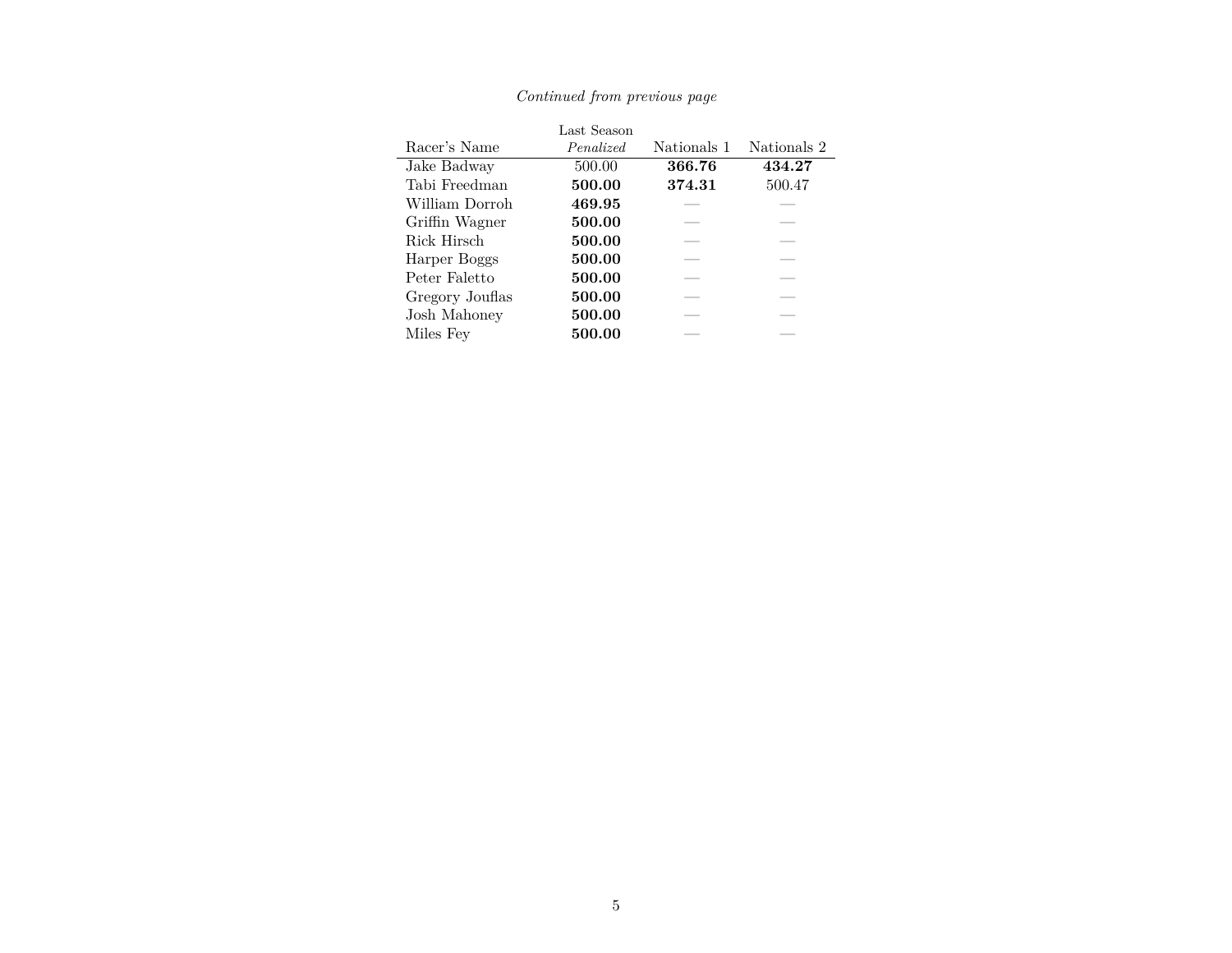*Continued from previous page*

| Racer's Name | Last Season *Penalized* | Nationals 1 | Nationals 2 |
|---|---|---|---|
| Jake Badway | 500.00 | **366.76** | **434.27** |
| Tabi Freedman | **500.00** | **374.31** | 500.47 |
| William Dorroh | **469.95** | — | — |
| Griffin Wagner | **500.00** | — | — |
| Rick Hirsch | **500.00** | — | — |
| Harper Boggs | **500.00** | — | — |
| Peter Faletto | **500.00** | — | — |
| Gregory Jouflas | **500.00** | — | — |
| Josh Mahoney | **500.00** | — | — |
| Miles Fey | **500.00** | — | — |